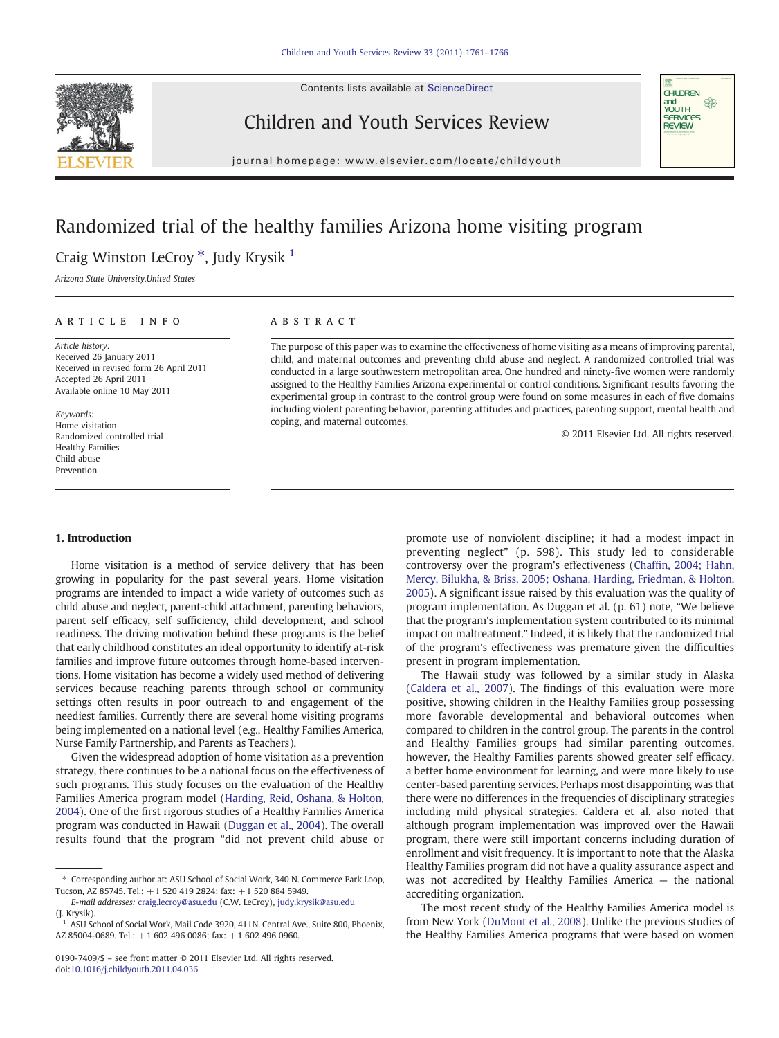# Randomized trial of the healthy families Arizona home visiting program

Craig Winston LeCroy *, Judy Krysik [1]

*Arizona State University, United States*

## ARTICLE INFO

*Article history:*
Received 26 January 2011
Received in revised form 26 April 2011
Accepted 26 April 2011
Available online 10 May 2011

*Keywords:*
Home visitation
Randomized controlled trial
Healthy Families
Child abuse
Prevention

## ABSTRACT

The purpose of this paper was to examine the effectiveness of home visiting as a means of improving parental, child, and maternal outcomes and preventing child abuse and neglect. A randomized controlled trial was conducted in a large southwestern metropolitan area. One hundred and ninety-five women were randomly assigned to the Healthy Families Arizona experimental or control conditions. Significant results favoring the experimental group in contrast to the control group were found on some measures in each of five domains including violent parenting behavior, parenting attitudes and practices, parenting support, mental health and coping, and maternal outcomes.

© 2011 Elsevier Ltd. All rights reserved.

## 1. Introduction

Home visitation is a method of service delivery that has been growing in popularity for the past several years. Home visitation programs are intended to impact a wide variety of outcomes such as child abuse and neglect, parent-child attachment, parenting behaviors, parent self efficacy, self sufficiency, child development, and school readiness. The driving motivation behind these programs is the belief that early childhood constitutes an ideal opportunity to identify at-risk families and improve future outcomes through home-based interventions. Home visitation has become a widely used method of delivering services because reaching parents through school or community settings often results in poor outreach to and engagement of the neediest families. Currently there are several home visiting programs being implemented on a national level (e.g., Healthy Families America, Nurse Family Partnership, and Parents as Teachers).

Given the widespread adoption of home visitation as a prevention strategy, there continues to be a national focus on the effectiveness of such programs. This study focuses on the evaluation of the Healthy Families America program model (Harding, Reid, Oshana, & Holton, 2004). One of the first rigorous studies of a Healthy Families America program was conducted in Hawaii (Duggan et al., 2004). The overall results found that the program "did not prevent child abuse or promote use of nonviolent discipline; it had a modest impact in preventing neglect" (p. 598). This study led to considerable controversy over the program's effectiveness (Chaffin, 2004; Hahn, Mercy, Bilukha, & Briss, 2005; Oshana, Harding, Friedman, & Holton, 2005). A significant issue raised by this evaluation was the quality of program implementation. As Duggan et al. (p. 61) note, "We believe that the program's implementation system contributed to its minimal impact on maltreatment." Indeed, it is likely that the randomized trial of the program's effectiveness was premature given the difficulties present in program implementation.

The Hawaii study was followed by a similar study in Alaska (Caldera et al., 2007). The findings of this evaluation were more positive, showing children in the Healthy Families group possessing more favorable developmental and behavioral outcomes when compared to children in the control group. The parents in the control and Healthy Families groups had similar parenting outcomes, however, the Healthy Families parents showed greater self efficacy, a better home environment for learning, and were more likely to use center-based parenting services. Perhaps most disappointing was that there were no differences in the frequencies of disciplinary strategies including mild physical strategies. Caldera et al. also noted that although program implementation was improved over the Hawaii program, there were still important concerns including duration of enrollment and visit frequency. It is important to note that the Alaska Healthy Families program did not have a quality assurance aspect and was not accredited by Healthy Families America — the national accrediting organization.

The most recent study of the Healthy Families America model is from New York (DuMont et al., 2008). Unlike the previous studies of the Healthy Families America programs that were based on women

---

\* Corresponding author at: ASU School of Social Work, 340 N. Commerce Park Loop, Tucson, AZ 85745. Tel.: +1 520 419 2824; fax: +1 520 884 5949.
*E-mail addresses:* craig.lecroy@asu.edu (C.W. LeCroy), judy.krysik@asu.edu (J. Krysik).

[1] ASU School of Social Work, Mail Code 3920, 411N. Central Ave., Suite 800, Phoenix, AZ 85004-0689. Tel.: +1 602 496 0086; fax: +1 602 496 0960.

0190-7409/$ – see front matter © 2011 Elsevier Ltd. All rights reserved.
doi:10.1016/j.childyouth.2011.04.036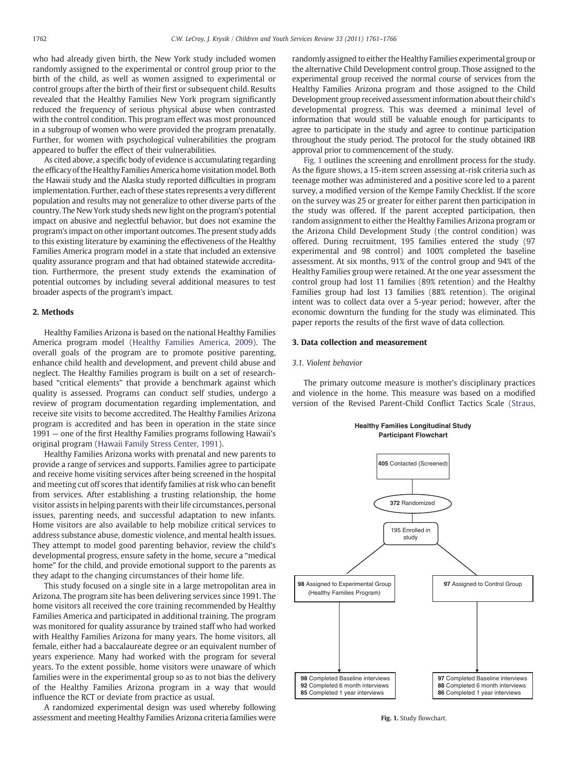who had already given birth, the New York study included women randomly assigned to the experimental or control group prior to the birth of the child, as well as women assigned to experimental or control groups after the birth of their first or subsequent child. Results revealed that the Healthy Families New York program significantly reduced the frequency of serious physical abuse when contrasted with the control condition. This program effect was most pronounced in a subgroup of women who were provided the program prenatally. Further, for women with psychological vulnerabilities the program appeared to buffer the effect of their vulnerabilities.

As cited above, a specific body of evidence is accumulating regarding the efficacy of the Healthy Families America home visitation model. Both the Hawaii study and the Alaska study reported difficulties in program implementation. Further, each of these states represents a very different population and results may not generalize to other diverse parts of the country. The New York study sheds new light on the program's potential impact on abusive and neglectful behavior, but does not examine the program's impact on other important outcomes. The present study adds to this existing literature by examining the effectiveness of the Healthy Families America program model in a state that included an extensive quality assurance program and that had obtained statewide accreditation. Furthermore, the present study extends the examination of potential outcomes by including several additional measures to test broader aspects of the program's impact.

## 2. Methods

Healthy Families Arizona is based on the national Healthy Families America program model (Healthy Families America, 2009). The overall goals of the program are to promote positive parenting, enhance child health and development, and prevent child abuse and neglect. The Healthy Families program is built on a set of research-based "critical elements" that provide a benchmark against which quality is assessed. Programs can conduct self studies, undergo a review of program documentation regarding implementation, and receive site visits to become accredited. The Healthy Families Arizona program is accredited and has been in operation in the state since 1991 — one of the first Healthy Families programs following Hawaii's original program (Hawaii Family Stress Center, 1991).

Healthy Families Arizona works with prenatal and new parents to provide a range of services and supports. Families agree to participate and receive home visiting services after being screened in the hospital and meeting cut off scores that identify families at risk who can benefit from services. After establishing a trusting relationship, the home visitor assists in helping parents with their life circumstances, personal issues, parenting needs, and successful adaptation to new infants. Home visitors are also available to help mobilize critical services to address substance abuse, domestic violence, and mental health issues. They attempt to model good parenting behavior, review the child's developmental progress, ensure safety in the home, secure a "medical home" for the child, and provide emotional support to the parents as they adapt to the changing circumstances of their home life.

This study focused on a single site in a large metropolitan area in Arizona. The program site has been delivering services since 1991. The home visitors all received the core training recommended by Healthy Families America and participated in additional training. The program was monitored for quality assurance by trained staff who had worked with Healthy Families Arizona for many years. The home visitors, all female, either had a baccalaureate degree or an equivalent number of years experience. Many had worked with the program for several years. To the extent possible, home visitors were unaware of which families were in the experimental group so as to not bias the delivery of the Healthy Families Arizona program in a way that would influence the RCT or deviate from practice as usual.

A randomized experimental design was used whereby following assessment and meeting Healthy Families Arizona criteria families were randomly assigned to either the Healthy Families experimental group or the alternative Child Development control group. Those assigned to the experimental group received the normal course of services from the Healthy Families Arizona program and those assigned to the Child Development group received assessment information about their child's developmental progress. This was deemed a minimal level of information that would still be valuable enough for participants to agree to participate in the study and agree to continue participation throughout the study period. The protocol for the study obtained IRB approval prior to commencement of the study.

Fig. 1 outlines the screening and enrollment process for the study. As the figure shows, a 15-item screen assessing at-risk criteria such as teenage mother was administered and a positive score led to a parent survey, a modified version of the Kempe Family Checklist. If the score on the survey was 25 or greater for either parent then participation in the study was offered. If the parent accepted participation, then random assignment to either the Healthy Families Arizona program or the Arizona Child Development Study (the control condition) was offered. During recruitment, 195 families entered the study (97 experimental and 98 control) and 100% completed the baseline assessment. At six months, 91% of the control group and 94% of the Healthy Families group were retained. At the one year assessment the control group had lost 11 families (89% retention) and the Healthy Families group had lost 13 families (88% retention). The original intent was to collect data over a 5-year period; however, after the economic downturn the funding for the study was eliminated. This paper reports the results of the first wave of data collection.

**Healthy Families Longitudinal Study**
**Participant Flowchart**

**405** Contacted (Screened)

**372** Randomized

195 Enrolled in study

**98** Assigned to Experimental Group (Healthy Families Program)

**97** Assigned to Control Group

**98** Completed Baseline interviews
**92** Completed 6 month interviews
**85** Completed 1 year interviews

**97** Completed Baseline interviews
**88** Completed 6 month interviews
**86** Completed 1 year interviews

**Fig. 1.** Study flowchart.

## 3. Data collection and measurement

### 3.1. Violent behavior

The primary outcome measure is mother's disciplinary practices and violence in the home. This measure was based on a modified version of the Revised Parent-Child Conflict Tactics Scale (Straus,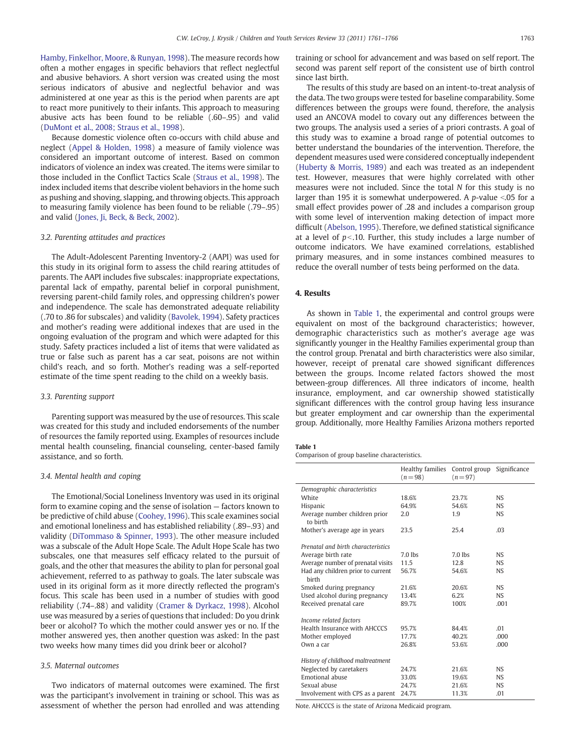Hamby, Finkelhor, Moore, & Runyan, 1998). The measure records how often a mother engages in specific behaviors that reflect neglectful and abusive behaviors. A short version was created using the most serious indicators of abusive and neglectful behavior and was administered at one year as this is the period when parents are apt to react more punitively to their infants. This approach to measuring abusive acts has been found to be reliable (.60–.95) and valid (DuMont et al., 2008; Straus et al., 1998).

Because domestic violence often co-occurs with child abuse and neglect (Appel & Holden, 1998) a measure of family violence was considered an important outcome of interest. Based on common indicators of violence an index was created. The items were similar to those included in the Conflict Tactics Scale (Straus et al., 1998). The index included items that describe violent behaviors in the home such as pushing and shoving, slapping, and throwing objects. This approach to measuring family violence has been found to be reliable (.79–.95) and valid (Jones, Ji, Beck, & Beck, 2002).

### 3.2. Parenting attitudes and practices

The Adult-Adolescent Parenting Inventory-2 (AAPI) was used for this study in its original form to assess the child rearing attitudes of parents. The AAPI includes five subscales: inappropriate expectations, parental lack of empathy, parental belief in corporal punishment, reversing parent-child family roles, and oppressing children's power and independence. The scale has demonstrated adequate reliability (.70 to .86 for subscales) and validity (Bavolek, 1994). Safety practices and mother's reading were additional indexes that are used in the ongoing evaluation of the program and which were adapted for this study. Safety practices included a list of items that were validated as true or false such as parent has a car seat, poisons are not within child's reach, and so forth. Mother's reading was a self-reported estimate of the time spent reading to the child on a weekly basis.

### 3.3. Parenting support

Parenting support was measured by the use of resources. This scale was created for this study and included endorsements of the number of resources the family reported using. Examples of resources include mental health counseling, financial counseling, center-based family assistance, and so forth.

### 3.4. Mental health and coping

The Emotional/Social Loneliness Inventory was used in its original form to examine coping and the sense of isolation — factors known to be predictive of child abuse (Coohey, 1996). This scale examines social and emotional loneliness and has established reliability (.89–.93) and validity (DiTommaso & Spinner, 1993). The other measure included was a subscale of the Adult Hope Scale. The Adult Hope Scale has two subscales, one that measures self efficacy related to the pursuit of goals, and the other that measures the ability to plan for personal goal achievement, referred to as pathway to goals. The later subscale was used in its original form as it more directly reflected the program's focus. This scale has been used in a number of studies with good reliability (.74–.88) and validity (Cramer & Dyrkacz, 1998). Alcohol use was measured by a series of questions that included: Do you drink beer or alcohol? To which the mother could answer yes or no. If the mother answered yes, then another question was asked: In the past two weeks how many times did you drink beer or alcohol?

### 3.5. Maternal outcomes

Two indicators of maternal outcomes were examined. The first was the participant's involvement in training or school. This was as assessment of whether the person had enrolled and was attending training or school for advancement and was based on self report. The second was parent self report of the consistent use of birth control since last birth.

The results of this study are based on an intent-to-treat analysis of the data. The two groups were tested for baseline comparability. Some differences between the groups were found, therefore, the analysis used an ANCOVA model to covary out any differences between the two groups. The analysis used a series of a priori contrasts. A goal of this study was to examine a broad range of potential outcomes to better understand the boundaries of the intervention. Therefore, the dependent measures used were considered conceptually independent (Huberty & Morris, 1989) and each was treated as an independent test. However, measures that were highly correlated with other measures were not included. Since the total *N* for this study is no larger than 195 it is somewhat underpowered. A *p*-value $<.05$ for a small effect provides power of .28 and includes a comparison group with some level of intervention making detection of impact more difficult (Abelson, 1995). Therefore, we defined statistical significance at a level of $p<.10$. Further, this study includes a large number of outcome indicators. We have examined correlations, established primary measures, and in some instances combined measures to reduce the overall number of tests being performed on the data.

## 4. Results

As shown in Table 1, the experimental and control groups were equivalent on most of the background characteristics; however, demographic characteristics such as mother's average age was significantly younger in the Healthy Families experimental group than the control group. Prenatal and birth characteristics were also similar, however, receipt of prenatal care showed significant differences between the groups. Income related factors showed the most between-group differences. All three indicators of income, health insurance, employment, and car ownership showed statistically significant differences with the control group having less insurance but greater employment and car ownership than the experimental group. Additionally, more Healthy Families Arizona mothers reported

**Table 1**
Comparison of group baseline characteristics.

| | Healthy families ($n=98$) | Control group ($n=97$) | Significance |
|---|---|---|---|
| *Demographic characteristics* | | | |
| White | 18.6% | 23.7% | NS |
| Hispanic | 64.9% | 54.6% | NS |
| Average number children prior to birth | 2.0 | 1.9 | NS |
| Mother's average age in years | 23.5 | 25.4 | .03 |
| *Prenatal and birth characteristics* | | | |
| Average birth rate | 7.0 lbs | 7.0 lbs | NS |
| Average number of prenatal visits | 11.5 | 12.8 | NS |
| Had any children prior to current birth | 56.7% | 54.6% | NS |
| Smoked during pregnancy | 21.6% | 20.6% | NS |
| Used alcohol during pregnancy | 13.4% | 6.2% | NS |
| Received prenatal care | 89.7% | 100% | .001 |
| *Income related factors* | | | |
| Health Insurance with AHCCCS | 95.7% | 84.4% | .01 |
| Mother employed | 17.7% | 40.2% | .000 |
| Own a car | 26.8% | 53.6% | .000 |
| *History of childhood maltreatment* | | | |
| Neglected by caretakers | 24.7% | 21.6% | NS |
| Emotional abuse | 33.0% | 19.6% | NS |
| Sexual abuse | 24.7% | 21.6% | NS |
| Involvement with CPS as a parent | 24.7% | 11.3% | .01 |

Note. AHCCCS is the state of Arizona Medicaid program.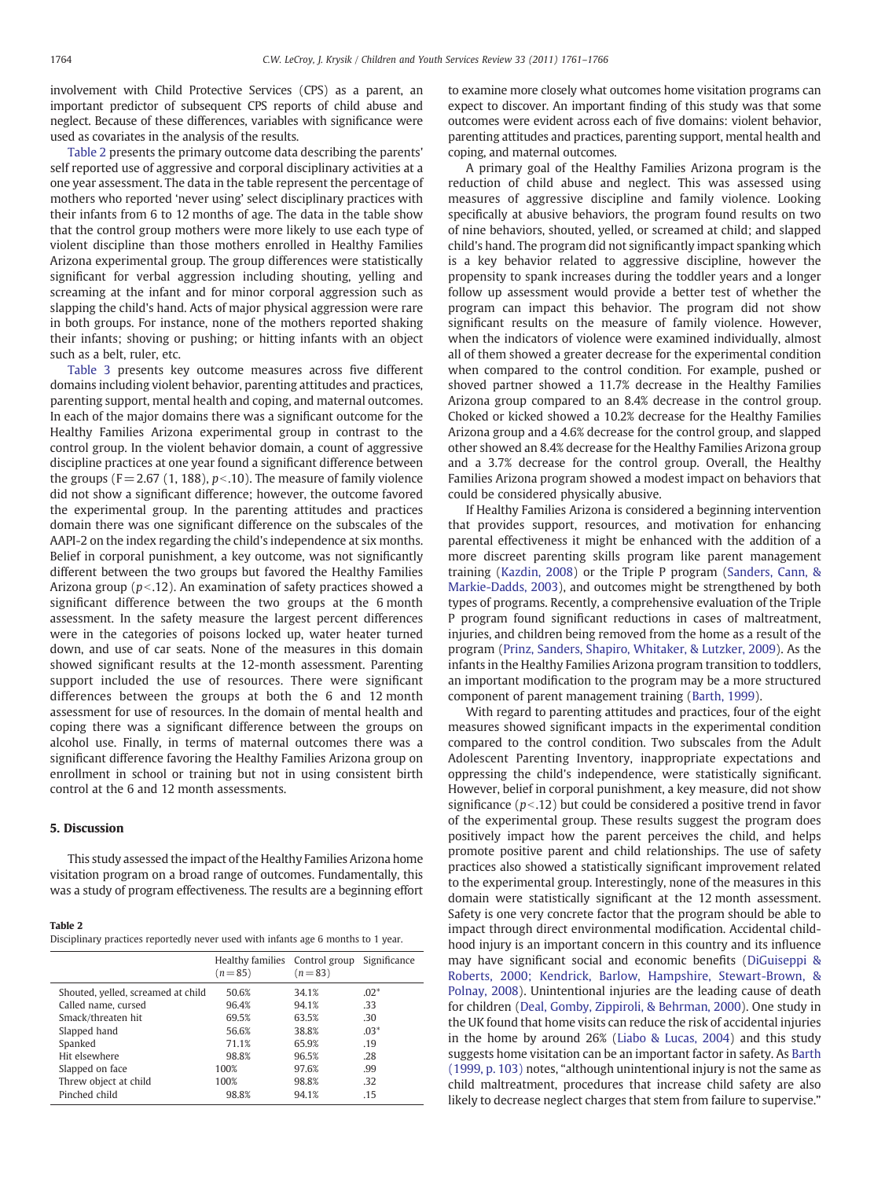involvement with Child Protective Services (CPS) as a parent, an important predictor of subsequent CPS reports of child abuse and neglect. Because of these differences, variables with significance were used as covariates in the analysis of the results.

Table 2 presents the primary outcome data describing the parents' self reported use of aggressive and corporal disciplinary activities at a one year assessment. The data in the table represent the percentage of mothers who reported 'never using' select disciplinary practices with their infants from 6 to 12 months of age. The data in the table show that the control group mothers were more likely to use each type of violent discipline than those mothers enrolled in Healthy Families Arizona experimental group. The group differences were statistically significant for verbal aggression including shouting, yelling and screaming at the infant and for minor corporal aggression such as slapping the child's hand. Acts of major physical aggression were rare in both groups. For instance, none of the mothers reported shaking their infants; shoving or pushing; or hitting infants with an object such as a belt, ruler, etc.

Table 3 presents key outcome measures across five different domains including violent behavior, parenting attitudes and practices, parenting support, mental health and coping, and maternal outcomes. In each of the major domains there was a significant outcome for the Healthy Families Arizona experimental group in contrast to the control group. In the violent behavior domain, a count of aggressive discipline practices at one year found a significant difference between the groups ($F = 2.67$ (1, 188), $p < .10$). The measure of family violence did not show a significant difference; however, the outcome favored the experimental group. In the parenting attitudes and practices domain there was one significant difference on the subscales of the AAPI-2 on the index regarding the child's independence at six months. Belief in corporal punishment, a key outcome, was not significantly different between the two groups but favored the Healthy Families Arizona group ($p < .12$). An examination of safety practices showed a significant difference between the two groups at the 6 month assessment. In the safety measure the largest percent differences were in the categories of poisons locked up, water heater turned down, and use of car seats. None of the measures in this domain showed significant results at the 12-month assessment. Parenting support included the use of resources. There were significant differences between the groups at both the 6 and 12 month assessment for use of resources. In the domain of mental health and coping there was a significant difference between the groups on alcohol use. Finally, in terms of maternal outcomes there was a significant difference favoring the Healthy Families Arizona group on enrollment in school or training but not in using consistent birth control at the 6 and 12 month assessments.

## 5. Discussion

This study assessed the impact of the Healthy Families Arizona home visitation program on a broad range of outcomes. Fundamentally, this was a study of program effectiveness. The results are a beginning effort to examine more closely what outcomes home visitation programs can expect to discover. An important finding of this study was that some outcomes were evident across each of five domains: violent behavior, parenting attitudes and practices, parenting support, mental health and coping, and maternal outcomes.

A primary goal of the Healthy Families Arizona program is the reduction of child abuse and neglect. This was assessed using measures of aggressive discipline and family violence. Looking specifically at abusive behaviors, the program found results on two of nine behaviors, shouted, yelled, or screamed at child; and slapped child's hand. The program did not significantly impact spanking which is a key behavior related to aggressive discipline, however the propensity to spank increases during the toddler years and a longer follow up assessment would provide a better test of whether the program can impact this behavior. The program did not show significant results on the measure of family violence. However, when the indicators of violence were examined individually, almost all of them showed a greater decrease for the experimental condition when compared to the control condition. For example, pushed or shoved partner showed a 11.7% decrease in the Healthy Families Arizona group compared to an 8.4% decrease in the control group. Choked or kicked showed a 10.2% decrease for the Healthy Families Arizona group and a 4.6% decrease for the control group, and slapped other showed an 8.4% decrease for the Healthy Families Arizona group and a 3.7% decrease for the control group. Overall, the Healthy Families Arizona program showed a modest impact on behaviors that could be considered physically abusive.

If Healthy Families Arizona is considered a beginning intervention that provides support, resources, and motivation for enhancing parental effectiveness it might be enhanced with the addition of a more discreet parenting skills program like parent management training (Kazdin, 2008) or the Triple P program (Sanders, Cann, & Markie-Dadds, 2003), and outcomes might be strengthened by both types of programs. Recently, a comprehensive evaluation of the Triple P program found significant reductions in cases of maltreatment, injuries, and children being removed from the home as a result of the program (Prinz, Sanders, Shapiro, Whitaker, & Lutzker, 2009). As the infants in the Healthy Families Arizona program transition to toddlers, an important modification to the program may be a more structured component of parent management training (Barth, 1999).

With regard to parenting attitudes and practices, four of the eight measures showed significant impacts in the experimental condition compared to the control condition. Two subscales from the Adult Adolescent Parenting Inventory, inappropriate expectations and oppressing the child's independence, were statistically significant. However, belief in corporal punishment, a key measure, did not show significance ($p < .12$) but could be considered a positive trend in favor of the experimental group. These results suggest the program does positively impact how the parent perceives the child, and helps promote positive parent and child relationships. The use of safety practices also showed a statistically significant improvement related to the experimental group. Interestingly, none of the measures in this domain were statistically significant at the 12 month assessment. Safety is one very concrete factor that the program should be able to impact through direct environmental modification. Accidental childhood injury is an important concern in this country and its influence may have significant social and economic benefits (DiGuiseppi & Roberts, 2000; Kendrick, Barlow, Hampshire, Stewart-Brown, & Polnay, 2008). Unintentional injuries are the leading cause of death for children (Deal, Gomby, Zippiroli, & Behrman, 2000). One study in the UK found that home visits can reduce the risk of accidental injuries in the home by around 26% (Liabo & Lucas, 2004) and this study suggests home visitation can be an important factor in safety. As Barth (1999, p. 103) notes, "although unintentional injury is not the same as child maltreatment, procedures that increase child safety are also likely to decrease neglect charges that stem from failure to supervise."

**Table 2**
Disciplinary practices reportedly never used with infants age 6 months to 1 year.

| | Healthy families ($n = 85$) | Control group ($n = 83$) | Significance |
|---|---|---|---|
| Shouted, yelled, screamed at child | 50.6% | 34.1% | .02* |
| Called name, cursed | 96.4% | 94.1% | .33 |
| Smack/threaten hit | 69.5% | 63.5% | .30 |
| Slapped hand | 56.6% | 38.8% | .03* |
| Spanked | 71.1% | 65.9% | .19 |
| Hit elsewhere | 98.8% | 96.5% | .28 |
| Slapped on face | 100% | 97.6% | .99 |
| Threw object at child | 100% | 98.8% | .32 |
| Pinched child | 98.8% | 94.1% | .15 |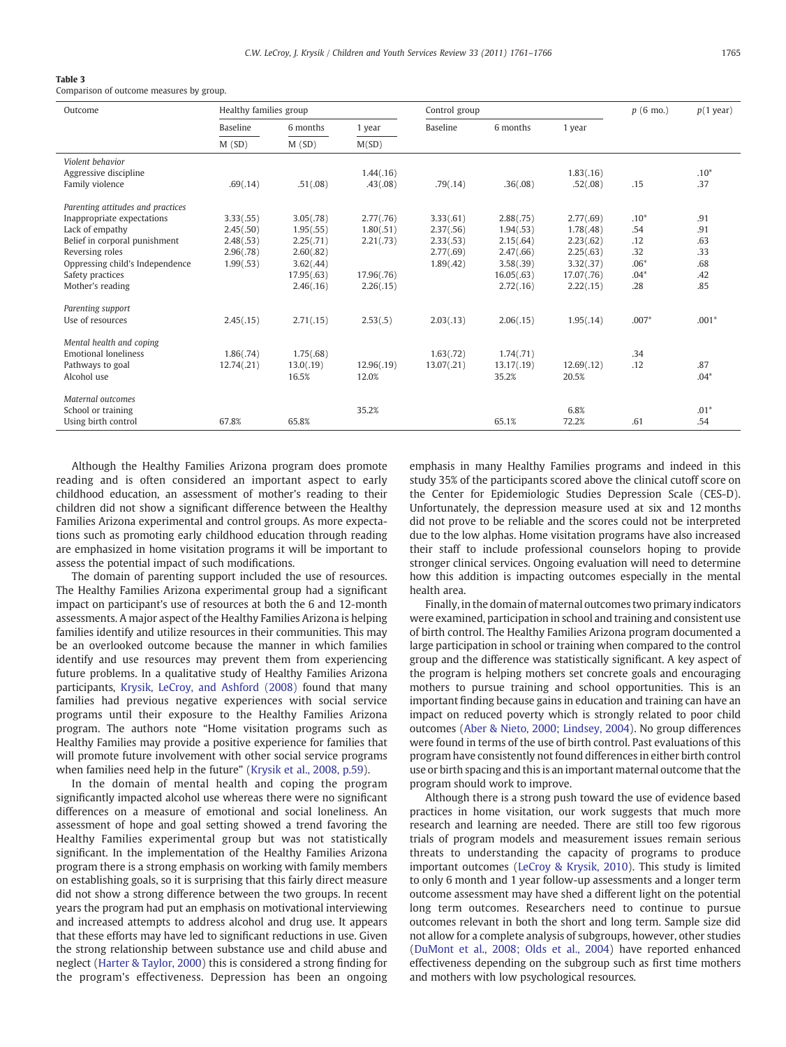**Table 3**
Comparison of outcome measures by group.

| Outcome | Healthy families group | | | Control group | | | p (6 mo.) | p(1 year) |
|---|---|---|---|---|---|---|---|---|
| | Baseline | 6 months | 1 year | Baseline | 6 months | 1 year | | |
| | M (SD) | M (SD) | M(SD) | | | | | |
| *Violent behavior* | | | | | | | | |
| Aggressive discipline | | | 1.44(.16) | | | 1.83(.16) | | .10* |
| Family violence | .69(.14) | .51(.08) | .43(.08) | .79(.14) | .36(.08) | .52(.08) | .15 | .37 |
| *Parenting attitudes and practices* | | | | | | | | |
| Inappropriate expectations | 3.33(.55) | 3.05(.78) | 2.77(.76) | 3.33(.61) | 2.88(.75) | 2.77(.69) | .10* | .91 |
| Lack of empathy | 2.45(.50) | 1.95(.55) | 1.80(.51) | 2.37(.56) | 1.94(.53) | 1.78(.48) | .54 | .91 |
| Belief in corporal punishment | 2.48(.53) | 2.25(.71) | 2.21(.73) | 2.33(.53) | 2.15(.64) | 2.23(.62) | .12 | .63 |
| Reversing roles | 2.96(.78) | 2.60(.82) | | 2.77(.69) | 2.47(.66) | 2.25(.63) | .32 | .33 |
| Oppressing child's Independence | 1.99(.53) | 3.62(.44) | | 1.89(.42) | 3.58(.39) | 3.32(.37) | .06* | .68 |
| Safety practices | | 17.95(.63) | 17.96(.76) | | 16.05(.63) | 17.07(.76) | .04* | .42 |
| Mother's reading | | 2.46(.16) | 2.26(.15) | | 2.72(.16) | 2.22(.15) | .28 | .85 |
| *Parenting support* | | | | | | | | |
| Use of resources | 2.45(.15) | 2.71(.15) | 2.53(.5) | 2.03(.13) | 2.06(.15) | 1.95(.14) | .007* | .001* |
| *Mental health and coping* | | | | | | | | |
| Emotional loneliness | 1.86(.74) | 1.75(.68) | | 1.63(.72) | 1.74(.71) | | .34 | |
| Pathways to goal | 12.74(.21) | 13.0(.19) | 12.96(.19) | 13.07(.21) | 13.17(.19) | 12.69(.12) | .12 | .87 |
| Alcohol use | | 16.5% | 12.0% | | 35.2% | 20.5% | | .04* |
| *Maternal outcomes* | | | | | | | | |
| School or training | | | 35.2% | | | 6.8% | | .01* |
| Using birth control | 67.8% | 65.8% | | | 65.1% | 72.2% | .61 | .54 |

Although the Healthy Families Arizona program does promote reading and is often considered an important aspect to early childhood education, an assessment of mother's reading to their children did not show a significant difference between the Healthy Families Arizona experimental and control groups. As more expectations such as promoting early childhood education through reading are emphasized in home visitation programs it will be important to assess the potential impact of such modifications.

The domain of parenting support included the use of resources. The Healthy Families Arizona experimental group had a significant impact on participant's use of resources at both the 6 and 12-month assessments. A major aspect of the Healthy Families Arizona is helping families identify and utilize resources in their communities. This may be an overlooked outcome because the manner in which families identify and use resources may prevent them from experiencing future problems. In a qualitative study of Healthy Families Arizona participants, Krysik, LeCroy, and Ashford (2008) found that many families had previous negative experiences with social service programs until their exposure to the Healthy Families Arizona program. The authors note "Home visitation programs such as Healthy Families may provide a positive experience for families that will promote future involvement with other social service programs when families need help in the future" (Krysik et al., 2008, p.59).

In the domain of mental health and coping the program significantly impacted alcohol use whereas there were no significant differences on a measure of emotional and social loneliness. An assessment of hope and goal setting showed a trend favoring the Healthy Families experimental group but was not statistically significant. In the implementation of the Healthy Families Arizona program there is a strong emphasis on working with family members on establishing goals, so it is surprising that this fairly direct measure did not show a strong difference between the two groups. In recent years the program had put an emphasis on motivational interviewing and increased attempts to address alcohol and drug use. It appears that these efforts may have led to significant reductions in use. Given the strong relationship between substance use and child abuse and neglect (Harter & Taylor, 2000) this is considered a strong finding for the program's effectiveness. Depression has been an ongoing emphasis in many Healthy Families programs and indeed in this study 35% of the participants scored above the clinical cutoff score on the Center for Epidemiologic Studies Depression Scale (CES-D). Unfortunately, the depression measure used at six and 12 months did not prove to be reliable and the scores could not be interpreted due to the low alphas. Home visitation programs have also increased their staff to include professional counselors hoping to provide stronger clinical services. Ongoing evaluation will need to determine how this addition is impacting outcomes especially in the mental health area.

Finally, in the domain of maternal outcomes two primary indicators were examined, participation in school and training and consistent use of birth control. The Healthy Families Arizona program documented a large participation in school or training when compared to the control group and the difference was statistically significant. A key aspect of the program is helping mothers set concrete goals and encouraging mothers to pursue training and school opportunities. This is an important finding because gains in education and training can have an impact on reduced poverty which is strongly related to poor child outcomes (Aber & Nieto, 2000; Lindsey, 2004). No group differences were found in terms of the use of birth control. Past evaluations of this program have consistently not found differences in either birth control use or birth spacing and this is an important maternal outcome that the program should work to improve.

Although there is a strong push toward the use of evidence based practices in home visitation, our work suggests that much more research and learning are needed. There are still too few rigorous trials of program models and measurement issues remain serious threats to understanding the capacity of programs to produce important outcomes (LeCroy & Krysik, 2010). This study is limited to only 6 month and 1 year follow-up assessments and a longer term outcome assessment may have shed a different light on the potential long term outcomes. Researchers need to continue to pursue outcomes relevant in both the short and long term. Sample size did not allow for a complete analysis of subgroups, however, other studies (DuMont et al., 2008; Olds et al., 2004) have reported enhanced effectiveness depending on the subgroup such as first time mothers and mothers with low psychological resources.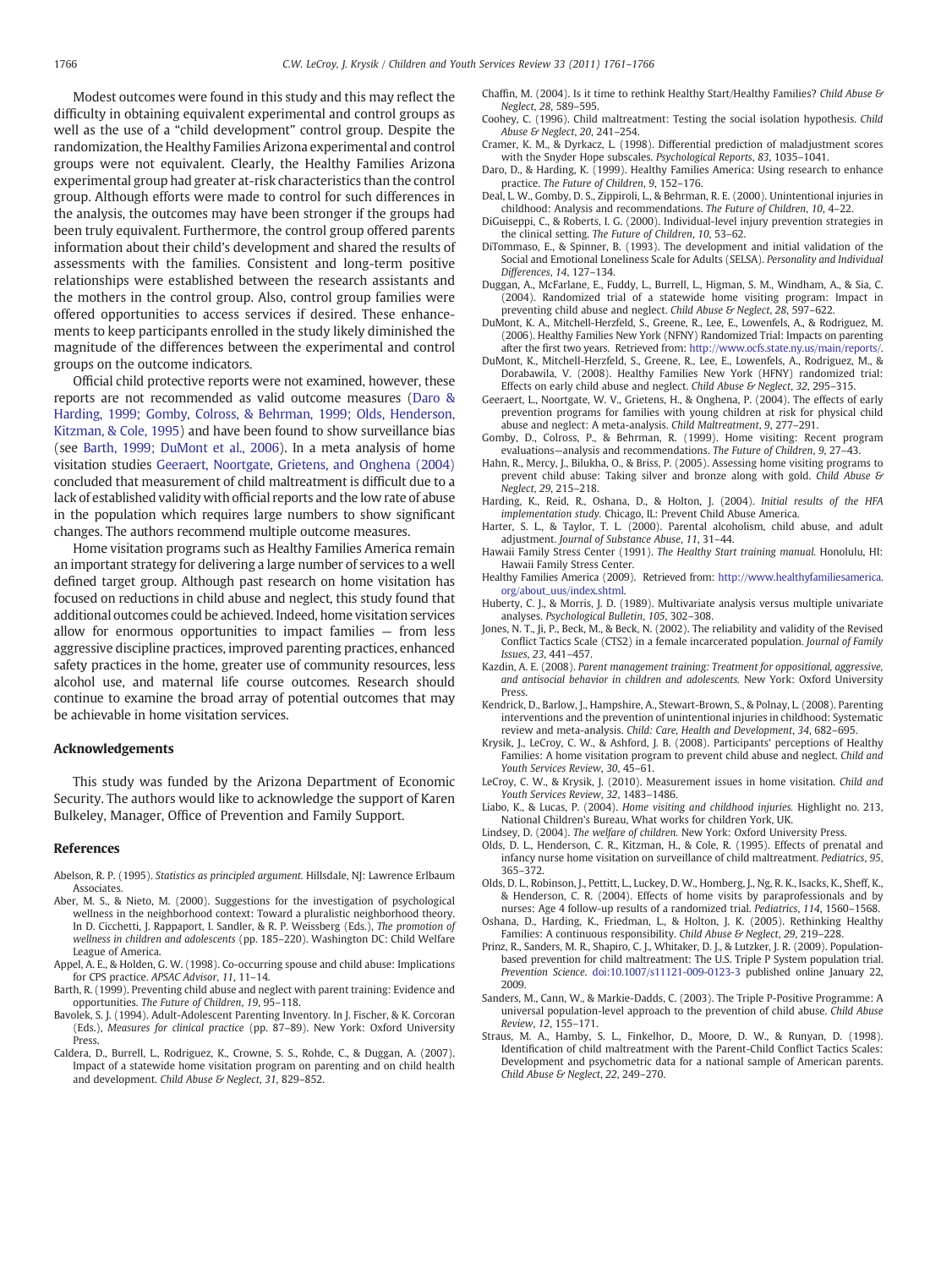Modest outcomes were found in this study and this may reflect the difficulty in obtaining equivalent experimental and control groups as well as the use of a "child development" control group. Despite the randomization, the Healthy Families Arizona experimental and control groups were not equivalent. Clearly, the Healthy Families Arizona experimental group had greater at-risk characteristics than the control group. Although efforts were made to control for such differences in the analysis, the outcomes may have been stronger if the groups had been truly equivalent. Furthermore, the control group offered parents information about their child's development and shared the results of assessments with the families. Consistent and long-term positive relationships were established between the research assistants and the mothers in the control group. Also, control group families were offered opportunities to access services if desired. These enhancements to keep participants enrolled in the study likely diminished the magnitude of the differences between the experimental and control groups on the outcome indicators.

Official child protective reports were not examined, however, these reports are not recommended as valid outcome measures (Daro & Harding, 1999; Gomby, Colross, & Behrman, 1999; Olds, Henderson, Kitzman, & Cole, 1995) and have been found to show surveillance bias (see Barth, 1999; DuMont et al., 2006). In a meta analysis of home visitation studies Geeraert, Noortgate, Grietens, and Onghena (2004) concluded that measurement of child maltreatment is difficult due to a lack of established validity with official reports and the low rate of abuse in the population which requires large numbers to show significant changes. The authors recommend multiple outcome measures.

Home visitation programs such as Healthy Families America remain an important strategy for delivering a large number of services to a well defined target group. Although past research on home visitation has focused on reductions in child abuse and neglect, this study found that additional outcomes could be achieved. Indeed, home visitation services allow for enormous opportunities to impact families — from less aggressive discipline practices, improved parenting practices, enhanced safety practices in the home, greater use of community resources, less alcohol use, and maternal life course outcomes. Research should continue to examine the broad array of potential outcomes that may be achievable in home visitation services.

## Acknowledgements

This study was funded by the Arizona Department of Economic Security. The authors would like to acknowledge the support of Karen Bulkeley, Manager, Office of Prevention and Family Support.

## References

Abelson, R. P. (1995). *Statistics as principled argument.* Hillsdale, NJ: Lawrence Erlbaum Associates.

Aber, M. S., & Nieto, M. (2000). Suggestions for the investigation of psychological wellness in the neighborhood context: Toward a pluralistic neighborhood theory. In D. Cicchetti, J. Rappaport, I. Sandler, & R. P. Weissberg (Eds.), *The promotion of wellness in children and adolescents* (pp. 185–220). Washington DC: Child Welfare League of America.

Appel, A. E., & Holden, G. W. (1998). Co-occurring spouse and child abuse: Implications for CPS practice. *APSAC Advisor*, *11*, 11–14.

Barth, R. (1999). Preventing child abuse and neglect with parent training: Evidence and opportunities. *The Future of Children*, *19*, 95–118.

Bavolek, S. J. (1994). Adult-Adolescent Parenting Inventory. In J. Fischer, & K. Corcoran (Eds.), *Measures for clinical practice* (pp. 87–89). New York: Oxford University Press.

Caldera, D., Burrell, L., Rodriguez, K., Crowne, S. S., Rohde, C., & Duggan, A. (2007). Impact of a statewide home visitation program on parenting and on child health and development. *Child Abuse & Neglect*, *31*, 829–852.

Chaffin, M. (2004). Is it time to rethink Healthy Start/Healthy Families? *Child Abuse & Neglect*, *28*, 589–595.

Coohey, C. (1996). Child maltreatment: Testing the social isolation hypothesis. *Child Abuse & Neglect*, *20*, 241–254.

Cramer, K. M., & Dyrkacz, L. (1998). Differential prediction of maladjustment scores with the Snyder Hope subscales. *Psychological Reports*, *83*, 1035–1041.

Daro, D., & Harding, K. (1999). Healthy Families America: Using research to enhance practice. *The Future of Children*, *9*, 152–176.

Deal, L. W., Gomby, D. S., Zippiroli, L., & Behrman, R. E. (2000). Unintentional injuries in childhood: Analysis and recommendations. *The Future of Children*, *10*, 4–22.

DiGuiseppi, C., & Roberts, I. G. (2000). Individual-level injury prevention strategies in the clinical setting. *The Future of Children*, *10*, 53–62.

DiTommaso, E., & Spinner, B. (1993). The development and initial validation of the Social and Emotional Loneliness Scale for Adults (SELSA). *Personality and Individual Differences*, *14*, 127–134.

Duggan, A., McFarlane, E., Fuddy, L., Burrell, L., Higman, S. M., Windham, A., & Sia, C. (2004). Randomized trial of a statewide home visiting program: Impact in preventing child abuse and neglect. *Child Abuse & Neglect*, *28*, 597–622.

DuMont, K. A., Mitchell-Herzfeld, S., Greene, R., Lee, E., Lowenfels, A., & Rodriguez, M. (2006). Healthy Families New York (NFNY) Randomized Trial: Impacts on parenting after the first two years. Retrieved from: http://www.ocfs.state.ny.us/main/reports/.

DuMont, K., Mitchell-Herzfeld, S., Greene, R., Lee, E., Lowenfels, A., Rodriguez, M., & Dorabawila, V. (2008). Healthy Families New York (HFNY) randomized trial: Effects on early child abuse and neglect. *Child Abuse & Neglect*, *32*, 295–315.

Geeraert, L., Noortgate, W. V., Grietens, H., & Onghena, P. (2004). The effects of early prevention programs for families with young children at risk for physical child abuse and neglect: A meta-analysis. *Child Maltreatment*, *9*, 277–291.

Gomby, D., Colross, P., & Behrman, R. (1999). Home visiting: Recent program evaluations—analysis and recommendations. *The Future of Children*, *9*, 27–43.

Hahn, R., Mercy, J., Bilukha, O., & Briss, P. (2005). Assessing home visiting programs to prevent child abuse: Taking silver and bronze along with gold. *Child Abuse & Neglect*, *29*, 215–218.

Harding, K., Reid, R., Oshana, D., & Holton, J. (2004). *Initial results of the HFA implementation study.* Chicago, IL: Prevent Child Abuse America.

Harter, S. L., & Taylor, T. L. (2000). Parental alcoholism, child abuse, and adult adjustment. *Journal of Substance Abuse*, *11*, 31–44.

Hawaii Family Stress Center (1991). *The Healthy Start training manual.* Honolulu, HI: Hawaii Family Stress Center.

Healthy Families America (2009). Retrieved from: http://www.healthyfamiliesamerica.org/about_uus/index.shtml.

Huberty, C. J., & Morris, J. D. (1989). Multivariate analysis versus multiple univariate analyses. *Psychological Bulletin*, *105*, 302–308.

Jones, N. T., Ji, P., Beck, M., & Beck, N. (2002). The reliability and validity of the Revised Conflict Tactics Scale (CTS2) in a female incarcerated population. *Journal of Family Issues*, *23*, 441–457.

Kazdin, A. E. (2008). *Parent management training: Treatment for oppositional, aggressive, and antisocial behavior in children and adolescents.* New York: Oxford University Press.

Kendrick, D., Barlow, J., Hampshire, A., Stewart-Brown, S., & Polnay, L. (2008). Parenting interventions and the prevention of unintentional injuries in childhood: Systematic review and meta-analysis. *Child: Care, Health and Development*, *34*, 682–695.

Krysik, J., LeCroy, C. W., & Ashford, J. B. (2008). Participants' perceptions of Healthy Families: A home visitation program to prevent child abuse and neglect. *Child and Youth Services Review*, *30*, 45–61.

LeCroy, C. W., & Krysik, J. (2010). Measurement issues in home visitation. *Child and Youth Services Review*, *32*, 1483–1486.

Liabo, K., & Lucas, P. (2004). *Home visiting and childhood injuries.* Highlight no. 213, National Children's Bureau, What works for children York, UK.

Lindsey, D. (2004). *The welfare of children.* New York: Oxford University Press.

Olds, D. L., Henderson, C. R., Kitzman, H., & Cole, R. (1995). Effects of prenatal and infancy nurse home visitation on surveillance of child maltreatment. *Pediatrics*, *95*, 365–372.

Olds, D. L., Robinson, J., Pettitt, L., Luckey, D. W., Homberg, J., Ng, R. K., Isacks, K., Sheff, K., & Henderson, C. R. (2004). Effects of home visits by paraprofessionals and by nurses: Age 4 follow-up results of a randomized trial. *Pediatrics*, *114*, 1560–1568.

Oshana, D., Harding, K., Friedman, L., & Holton, J. K. (2005). Rethinking Healthy Families: A continuous responsibility. *Child Abuse & Neglect*, *29*, 219–228.

Prinz, R., Sanders, M. R., Shapiro, C. J., Whitaker, D. J., & Lutzker, J. R. (2009). Population-based prevention for child maltreatment: The U.S. Triple P System population trial. *Prevention Science.* doi:10.1007/s11121-009-0123-3 published online January 22, 2009.

Sanders, M., Cann, W., & Markie-Dadds, C. (2003). The Triple P-Positive Programme: A universal population-level approach to the prevention of child abuse. *Child Abuse Review*, *12*, 155–171.

Straus, M. A., Hamby, S. L., Finkelhor, D., Moore, D. W., & Runyan, D. (1998). Identification of child maltreatment with the Parent-Child Conflict Tactics Scales: Development and psychometric data for a national sample of American parents. *Child Abuse & Neglect*, *22*, 249–270.